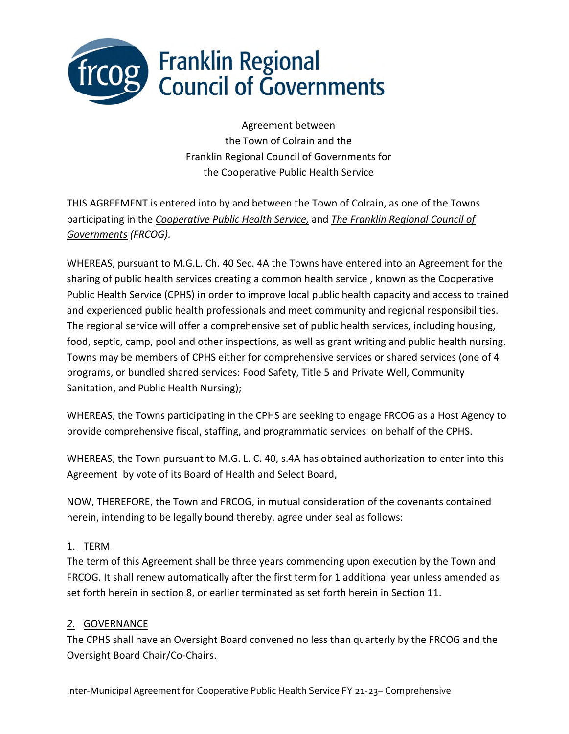# Franklin Regional Council of Governments

Agreement between
the Town of Colrain and the
Franklin Regional Council of Governments for
the Cooperative Public Health Service

THIS AGREEMENT is entered into by and between the Town of Colrain, as one of the Towns participating in the *Cooperative Public Health Service,* and *The Franklin Regional Council of Governments (FRCOG).*

WHEREAS, pursuant to M.G.L. Ch. 40 Sec. 4A the Towns have entered into an Agreement for the sharing of public health services creating a common health service , known as the Cooperative Public Health Service (CPHS) in order to improve local public health capacity and access to trained and experienced public health professionals and meet community and regional responsibilities. The regional service will offer a comprehensive set of public health services, including housing, food, septic, camp, pool and other inspections, as well as grant writing and public health nursing. Towns may be members of CPHS either for comprehensive services or shared services (one of 4 programs, or bundled shared services: Food Safety, Title 5 and Private Well, Community Sanitation, and Public Health Nursing);

WHEREAS, the Towns participating in the CPHS are seeking to engage FRCOG as a Host Agency to provide comprehensive fiscal, staffing, and programmatic services on behalf of the CPHS.

WHEREAS, the Town pursuant to M.G. L. C. 40, s.4A has obtained authorization to enter into this Agreement by vote of its Board of Health and Select Board,

NOW, THEREFORE, the Town and FRCOG, in mutual consideration of the covenants contained herein, intending to be legally bound thereby, agree under seal as follows:

## 1. TERM

The term of this Agreement shall be three years commencing upon execution by the Town and FRCOG. It shall renew automatically after the first term for 1 additional year unless amended as set forth herein in section 8, or earlier terminated as set forth herein in Section 11.

## 2. GOVERNANCE

The CPHS shall have an Oversight Board convened no less than quarterly by the FRCOG and the Oversight Board Chair/Co-Chairs.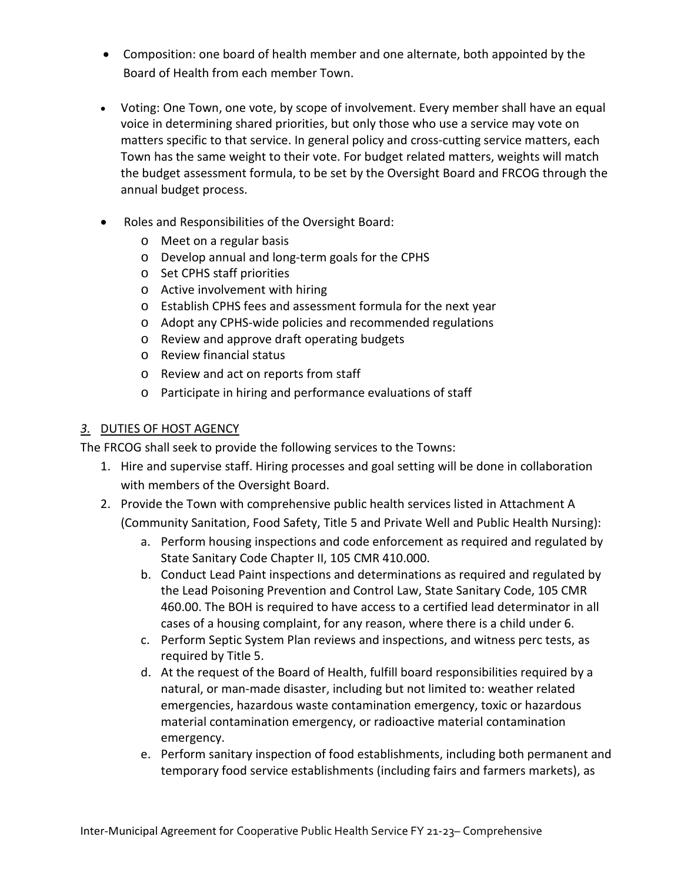- Composition: one board of health member and one alternate, both appointed by the Board of Health from each member Town.
- Voting: One Town, one vote, by scope of involvement. Every member shall have an equal voice in determining shared priorities, but only those who use a service may vote on matters specific to that service. In general policy and cross-cutting service matters, each Town has the same weight to their vote. For budget related matters, weights will match the budget assessment formula, to be set by the Oversight Board and FRCOG through the annual budget process.
- Roles and Responsibilities of the Oversight Board:
  - Meet on a regular basis
  - Develop annual and long-term goals for the CPHS
  - Set CPHS staff priorities
  - Active involvement with hiring
  - Establish CPHS fees and assessment formula for the next year
  - Adopt any CPHS-wide policies and recommended regulations
  - Review and approve draft operating budgets
  - Review financial status
  - Review and act on reports from staff
  - Participate in hiring and performance evaluations of staff

## *3.* DUTIES OF HOST AGENCY

The FRCOG shall seek to provide the following services to the Towns:

1. Hire and supervise staff. Hiring processes and goal setting will be done in collaboration with members of the Oversight Board.
2. Provide the Town with comprehensive public health services listed in Attachment A (Community Sanitation, Food Safety, Title 5 and Private Well and Public Health Nursing):
   a. Perform housing inspections and code enforcement as required and regulated by State Sanitary Code Chapter II, 105 CMR 410.000.
   b. Conduct Lead Paint inspections and determinations as required and regulated by the Lead Poisoning Prevention and Control Law, State Sanitary Code, 105 CMR 460.00. The BOH is required to have access to a certified lead determinator in all cases of a housing complaint, for any reason, where there is a child under 6.
   c. Perform Septic System Plan reviews and inspections, and witness perc tests, as required by Title 5.
   d. At the request of the Board of Health, fulfill board responsibilities required by a natural, or man-made disaster, including but not limited to: weather related emergencies, hazardous waste contamination emergency, toxic or hazardous material contamination emergency, or radioactive material contamination emergency.
   e. Perform sanitary inspection of food establishments, including both permanent and temporary food service establishments (including fairs and farmers markets), as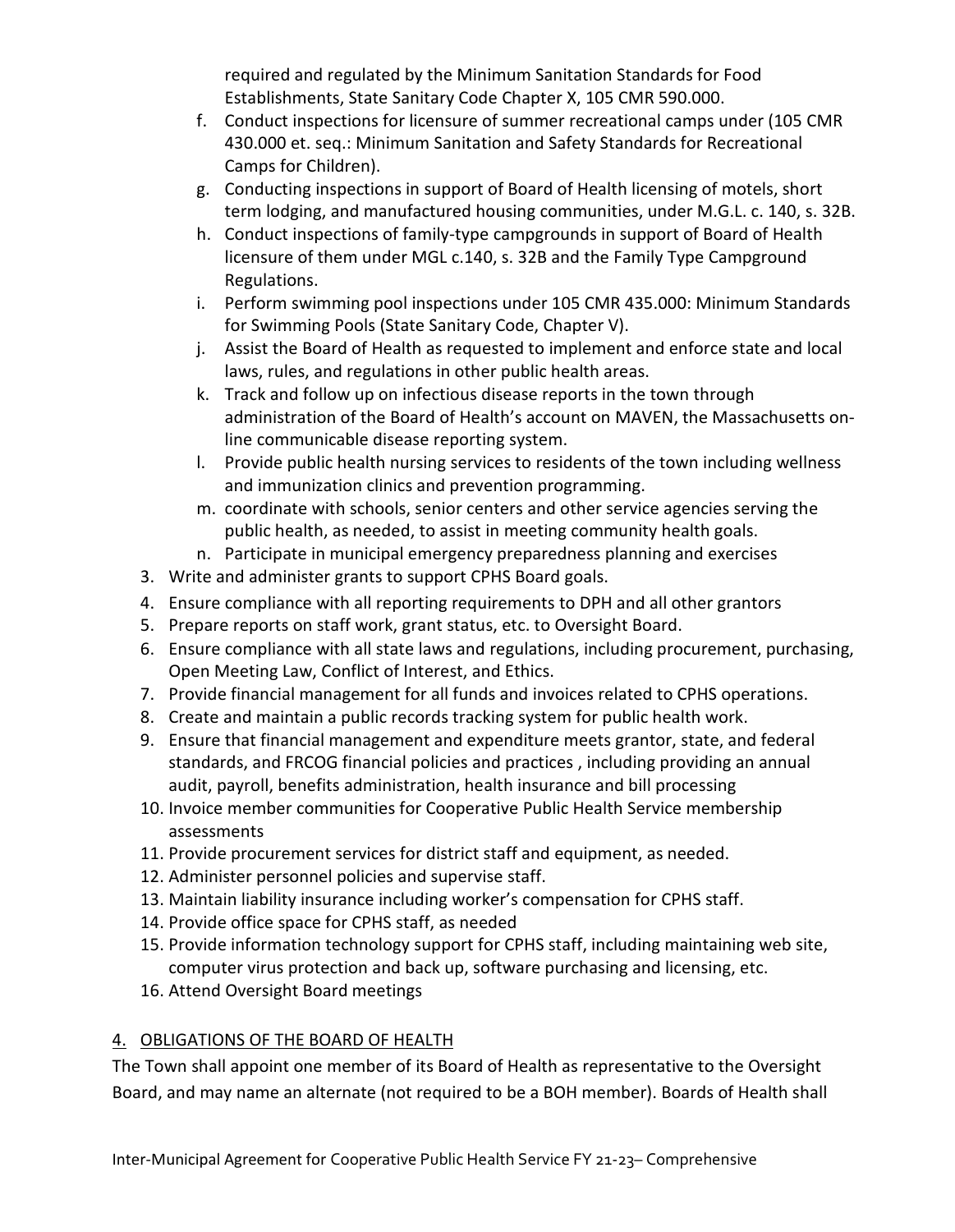required and regulated by the Minimum Sanitation Standards for Food Establishments, State Sanitary Code Chapter X, 105 CMR 590.000.

f. Conduct inspections for licensure of summer recreational camps under (105 CMR 430.000 et. seq.: Minimum Sanitation and Safety Standards for Recreational Camps for Children).
g. Conducting inspections in support of Board of Health licensing of motels, short term lodging, and manufactured housing communities, under M.G.L. c. 140, s. 32B.
h. Conduct inspections of family-type campgrounds in support of Board of Health licensure of them under MGL c.140, s. 32B and the Family Type Campground Regulations.
i. Perform swimming pool inspections under 105 CMR 435.000: Minimum Standards for Swimming Pools (State Sanitary Code, Chapter V).
j. Assist the Board of Health as requested to implement and enforce state and local laws, rules, and regulations in other public health areas.
k. Track and follow up on infectious disease reports in the town through administration of the Board of Health's account on MAVEN, the Massachusetts on-line communicable disease reporting system.
l. Provide public health nursing services to residents of the town including wellness and immunization clinics and prevention programming.
m. coordinate with schools, senior centers and other service agencies serving the public health, as needed, to assist in meeting community health goals.
n. Participate in municipal emergency preparedness planning and exercises

3. Write and administer grants to support CPHS Board goals.
4. Ensure compliance with all reporting requirements to DPH and all other grantors
5. Prepare reports on staff work, grant status, etc. to Oversight Board.
6. Ensure compliance with all state laws and regulations, including procurement, purchasing, Open Meeting Law, Conflict of Interest, and Ethics.
7. Provide financial management for all funds and invoices related to CPHS operations.
8. Create and maintain a public records tracking system for public health work.
9. Ensure that financial management and expenditure meets grantor, state, and federal standards, and FRCOG financial policies and practices , including providing an annual audit, payroll, benefits administration, health insurance and bill processing
10. Invoice member communities for Cooperative Public Health Service membership assessments
11. Provide procurement services for district staff and equipment, as needed.
12. Administer personnel policies and supervise staff.
13. Maintain liability insurance including worker's compensation for CPHS staff.
14. Provide office space for CPHS staff, as needed
15. Provide information technology support for CPHS staff, including maintaining web site, computer virus protection and back up, software purchasing and licensing, etc.
16. Attend Oversight Board meetings

## 4. OBLIGATIONS OF THE BOARD OF HEALTH

The Town shall appoint one member of its Board of Health as representative to the Oversight Board, and may name an alternate (not required to be a BOH member). Boards of Health shall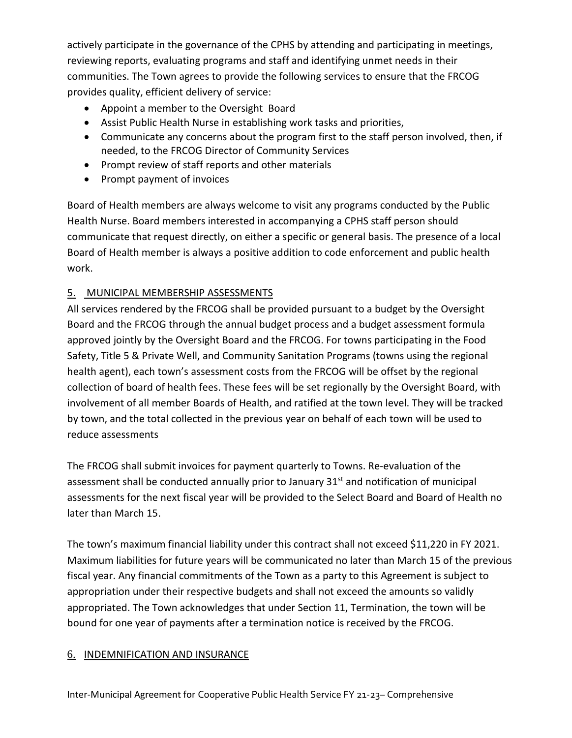actively participate in the governance of the CPHS by attending and participating in meetings, reviewing reports, evaluating programs and staff and identifying unmet needs in their communities. The Town agrees to provide the following services to ensure that the FRCOG provides quality, efficient delivery of service:

- Appoint a member to the Oversight Board
- Assist Public Health Nurse in establishing work tasks and priorities,
- Communicate any concerns about the program first to the staff person involved, then, if needed, to the FRCOG Director of Community Services
- Prompt review of staff reports and other materials
- Prompt payment of invoices

Board of Health members are always welcome to visit any programs conducted by the Public Health Nurse. Board members interested in accompanying a CPHS staff person should communicate that request directly, on either a specific or general basis. The presence of a local Board of Health member is always a positive addition to code enforcement and public health work.

## 5. MUNICIPAL MEMBERSHIP ASSESSMENTS

All services rendered by the FRCOG shall be provided pursuant to a budget by the Oversight Board and the FRCOG through the annual budget process and a budget assessment formula approved jointly by the Oversight Board and the FRCOG. For towns participating in the Food Safety, Title 5 & Private Well, and Community Sanitation Programs (towns using the regional health agent), each town's assessment costs from the FRCOG will be offset by the regional collection of board of health fees. These fees will be set regionally by the Oversight Board, with involvement of all member Boards of Health, and ratified at the town level. They will be tracked by town, and the total collected in the previous year on behalf of each town will be used to reduce assessments

The FRCOG shall submit invoices for payment quarterly to Towns. Re-evaluation of the assessment shall be conducted annually prior to January 31st and notification of municipal assessments for the next fiscal year will be provided to the Select Board and Board of Health no later than March 15.

The town's maximum financial liability under this contract shall not exceed $11,220 in FY 2021. Maximum liabilities for future years will be communicated no later than March 15 of the previous fiscal year. Any financial commitments of the Town as a party to this Agreement is subject to appropriation under their respective budgets and shall not exceed the amounts so validly appropriated. The Town acknowledges that under Section 11, Termination, the town will be bound for one year of payments after a termination notice is received by the FRCOG.

## 6. INDEMNIFICATION AND INSURANCE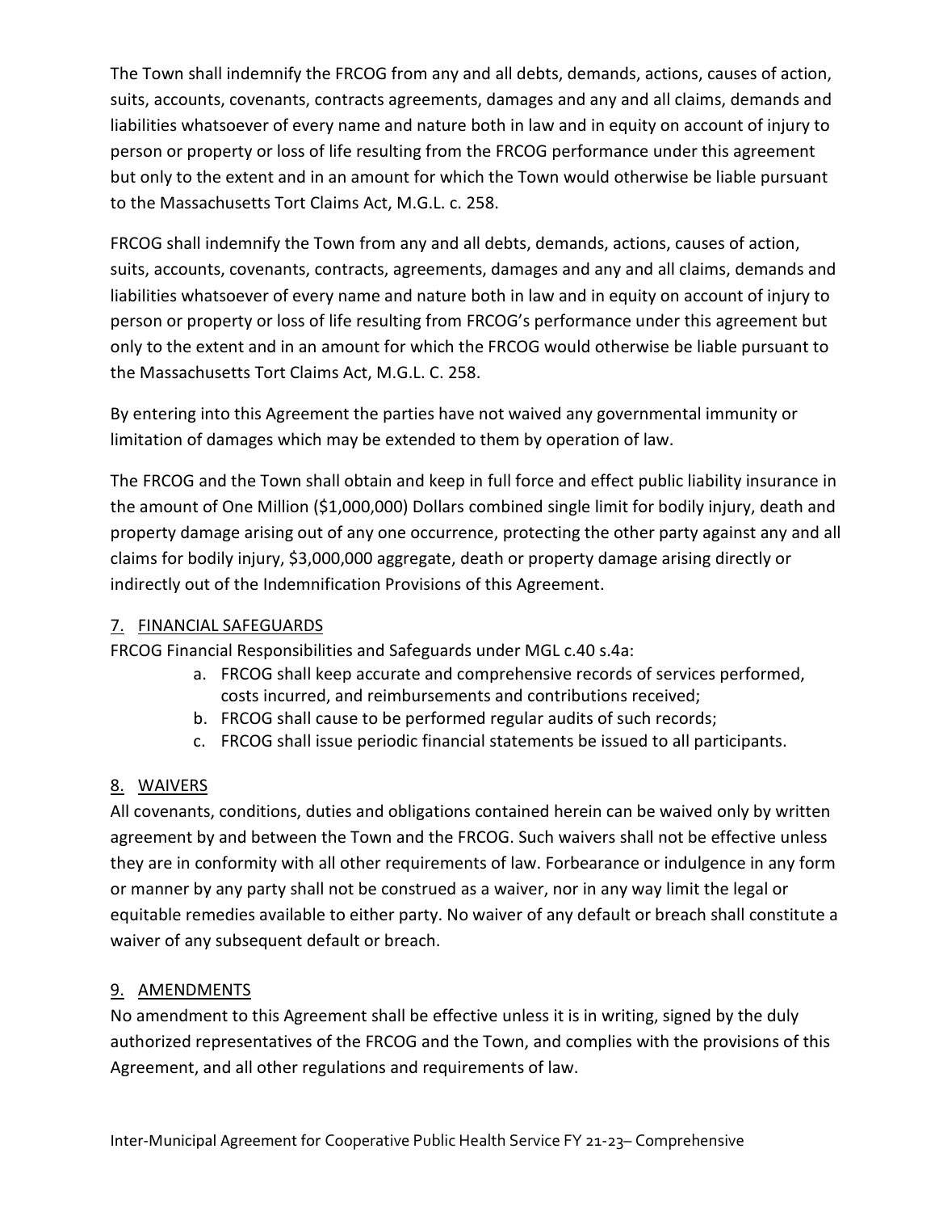The Town shall indemnify the FRCOG from any and all debts, demands, actions, causes of action, suits, accounts, covenants, contracts agreements, damages and any and all claims, demands and liabilities whatsoever of every name and nature both in law and in equity on account of injury to person or property or loss of life resulting from the FRCOG performance under this agreement but only to the extent and in an amount for which the Town would otherwise be liable pursuant to the Massachusetts Tort Claims Act, M.G.L. c. 258.

FRCOG shall indemnify the Town from any and all debts, demands, actions, causes of action, suits, accounts, covenants, contracts, agreements, damages and any and all claims, demands and liabilities whatsoever of every name and nature both in law and in equity on account of injury to person or property or loss of life resulting from FRCOG's performance under this agreement but only to the extent and in an amount for which the FRCOG would otherwise be liable pursuant to the Massachusetts Tort Claims Act, M.G.L. C. 258.

By entering into this Agreement the parties have not waived any governmental immunity or limitation of damages which may be extended to them by operation of law.

The FRCOG and the Town shall obtain and keep in full force and effect public liability insurance in the amount of One Million ($1,000,000) Dollars combined single limit for bodily injury, death and property damage arising out of any one occurrence, protecting the other party against any and all claims for bodily injury, $3,000,000 aggregate, death or property damage arising directly or indirectly out of the Indemnification Provisions of this Agreement.

## 7. FINANCIAL SAFEGUARDS

FRCOG Financial Responsibilities and Safeguards under MGL c.40 s.4a:

a. FRCOG shall keep accurate and comprehensive records of services performed, costs incurred, and reimbursements and contributions received;
b. FRCOG shall cause to be performed regular audits of such records;
c. FRCOG shall issue periodic financial statements be issued to all participants.

## 8. WAIVERS

All covenants, conditions, duties and obligations contained herein can be waived only by written agreement by and between the Town and the FRCOG. Such waivers shall not be effective unless they are in conformity with all other requirements of law. Forbearance or indulgence in any form or manner by any party shall not be construed as a waiver, nor in any way limit the legal or equitable remedies available to either party. No waiver of any default or breach shall constitute a waiver of any subsequent default or breach.

## 9. AMENDMENTS

No amendment to this Agreement shall be effective unless it is in writing, signed by the duly authorized representatives of the FRCOG and the Town, and complies with the provisions of this Agreement, and all other regulations and requirements of law.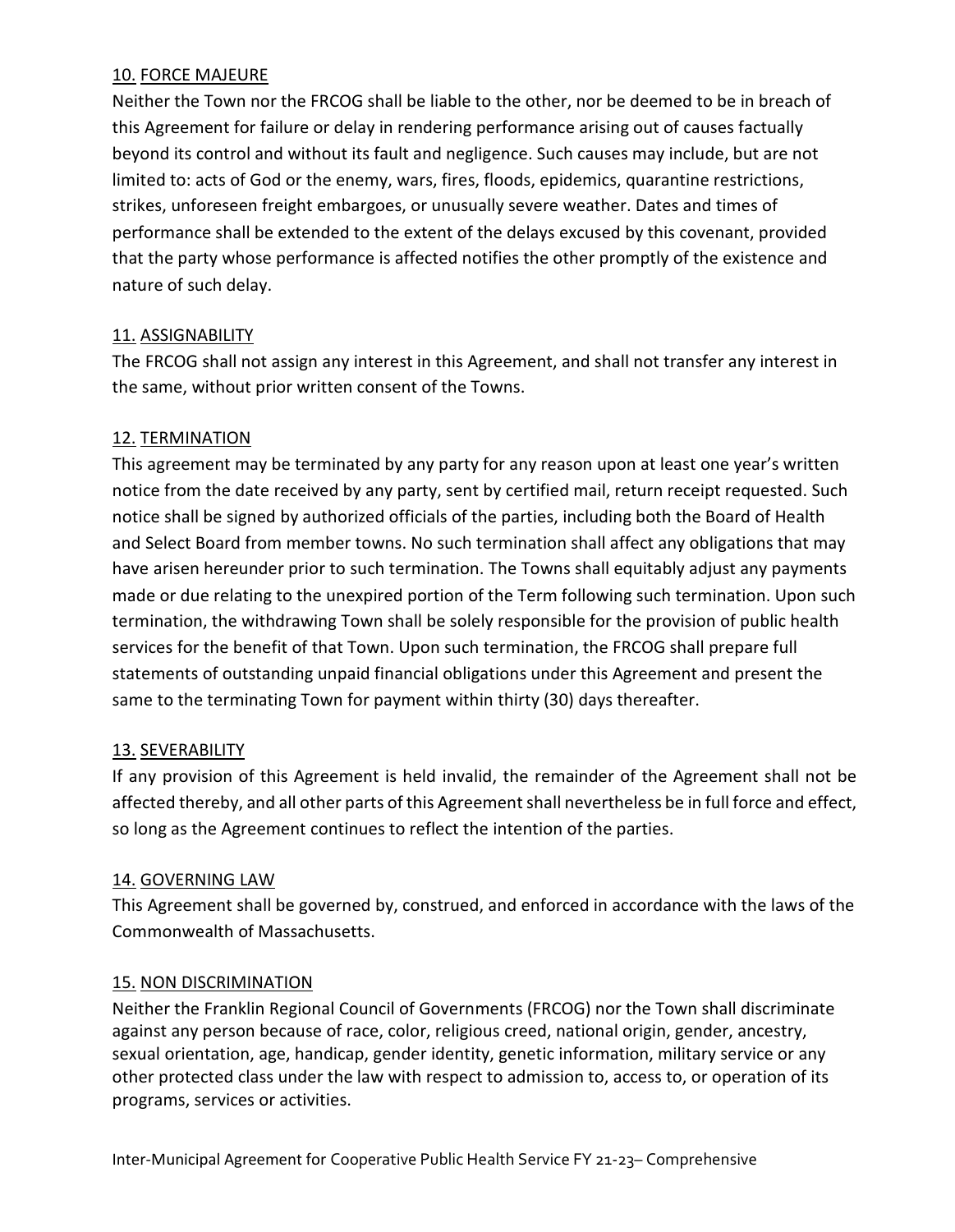## 10. FORCE MAJEURE

Neither the Town nor the FRCOG shall be liable to the other, nor be deemed to be in breach of this Agreement for failure or delay in rendering performance arising out of causes factually beyond its control and without its fault and negligence. Such causes may include, but are not limited to: acts of God or the enemy, wars, fires, floods, epidemics, quarantine restrictions, strikes, unforeseen freight embargoes, or unusually severe weather. Dates and times of performance shall be extended to the extent of the delays excused by this covenant, provided that the party whose performance is affected notifies the other promptly of the existence and nature of such delay.

## 11. ASSIGNABILITY

The FRCOG shall not assign any interest in this Agreement, and shall not transfer any interest in the same, without prior written consent of the Towns.

## 12. TERMINATION

This agreement may be terminated by any party for any reason upon at least one year's written notice from the date received by any party, sent by certified mail, return receipt requested. Such notice shall be signed by authorized officials of the parties, including both the Board of Health and Select Board from member towns. No such termination shall affect any obligations that may have arisen hereunder prior to such termination. The Towns shall equitably adjust any payments made or due relating to the unexpired portion of the Term following such termination. Upon such termination, the withdrawing Town shall be solely responsible for the provision of public health services for the benefit of that Town. Upon such termination, the FRCOG shall prepare full statements of outstanding unpaid financial obligations under this Agreement and present the same to the terminating Town for payment within thirty (30) days thereafter.

## 13. SEVERABILITY

If any provision of this Agreement is held invalid, the remainder of the Agreement shall not be affected thereby, and all other parts of this Agreement shall nevertheless be in full force and effect, so long as the Agreement continues to reflect the intention of the parties.

## 14. GOVERNING LAW

This Agreement shall be governed by, construed, and enforced in accordance with the laws of the Commonwealth of Massachusetts.

## 15. NON DISCRIMINATION

Neither the Franklin Regional Council of Governments (FRCOG) nor the Town shall discriminate against any person because of race, color, religious creed, national origin, gender, ancestry, sexual orientation, age, handicap, gender identity, genetic information, military service or any other protected class under the law with respect to admission to, access to, or operation of its programs, services or activities.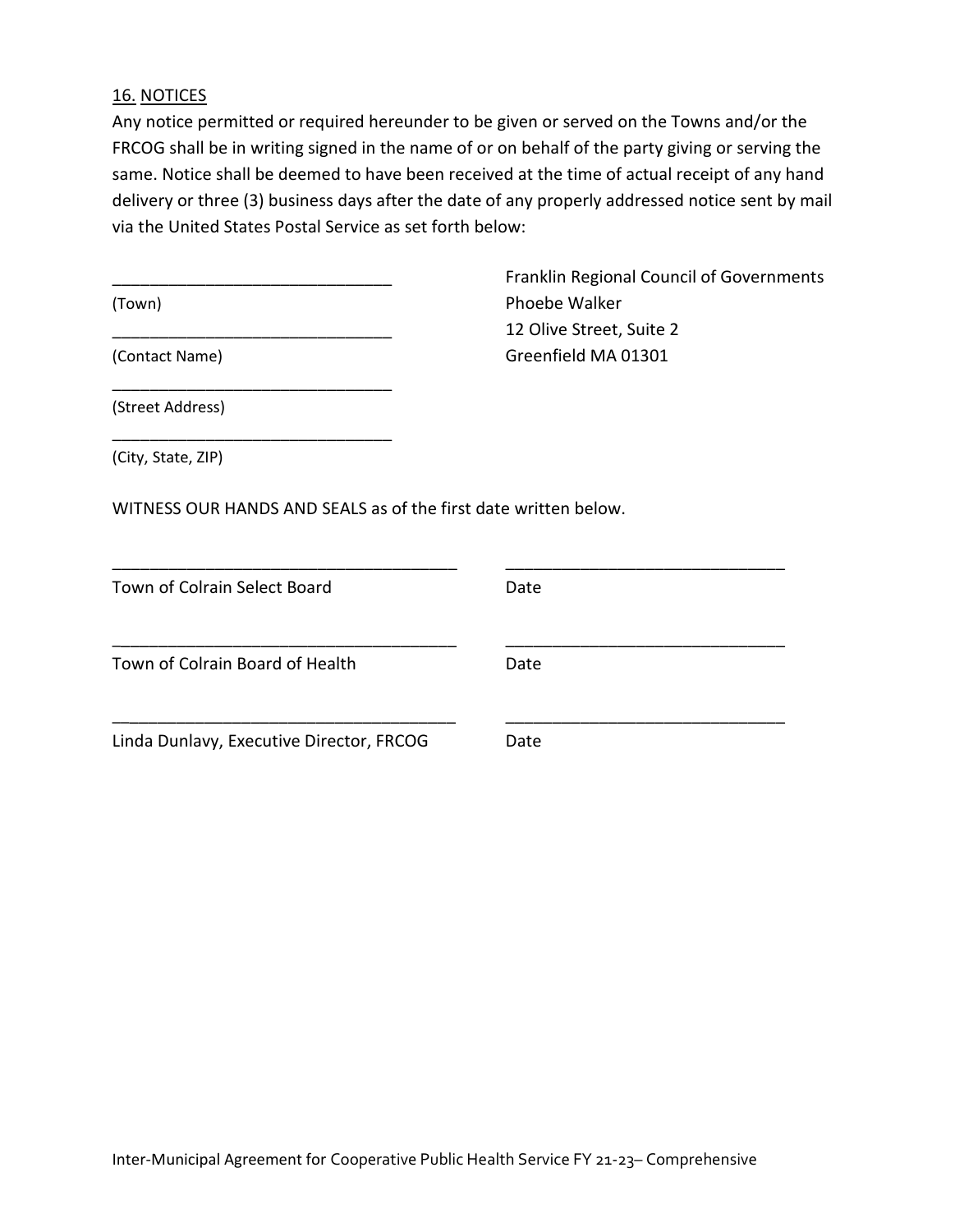16. NOTICES

Any notice permitted or required hereunder to be given or served on the Towns and/or the FRCOG shall be in writing signed in the name of or on behalf of the party giving or serving the same. Notice shall be deemed to have been received at the time of actual receipt of any hand delivery or three (3) business days after the date of any properly addressed notice sent by mail via the United States Postal Service as set forth below:

_______________________________
(Town)
_______________________________
(Contact Name)
_______________________________
(Street Address)
_______________________________
(City, State, ZIP)

Franklin Regional Council of Governments
Phoebe Walker
12 Olive Street, Suite 2
Greenfield MA 01301

WITNESS OUR HANDS AND SEALS as of the first date written below.

_______________________________________ _______________________________
Town of Colrain Select Board Date

_______________________________________ _______________________________
Town of Colrain Board of Health Date

_______________________________________ _______________________________
Linda Dunlavy, Executive Director, FRCOG Date

Inter-Municipal Agreement for Cooperative Public Health Service FY 21-23– Comprehensive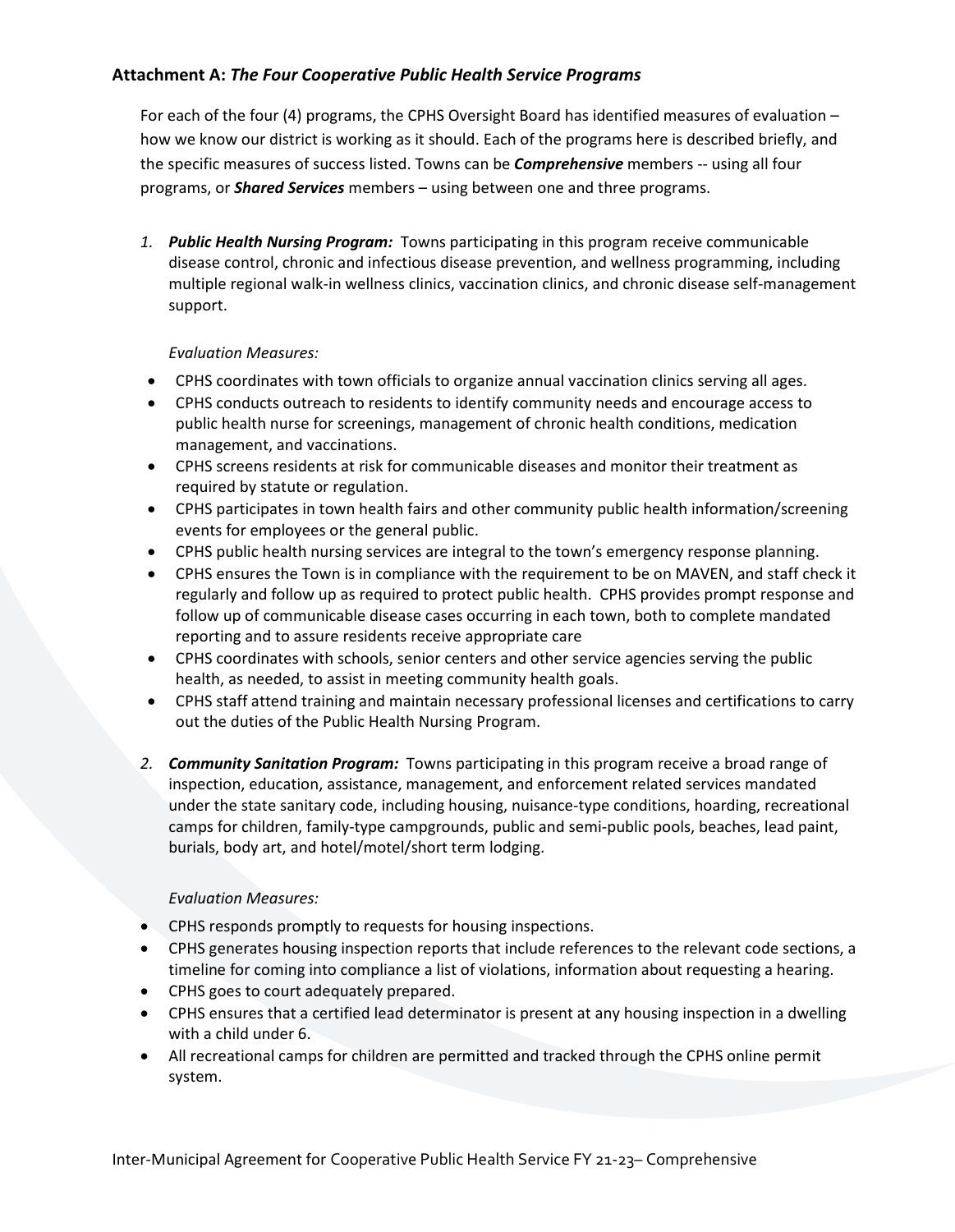### Attachment A: *The Four Cooperative Public Health Service Programs*

For each of the four (4) programs, the CPHS Oversight Board has identified measures of evaluation – how we know our district is working as it should. Each of the programs here is described briefly, and the specific measures of success listed. Towns can be ***Comprehensive*** members -- using all four programs, or ***Shared Services*** members – using between one and three programs.

1. ***Public Health Nursing Program:*** Towns participating in this program receive communicable disease control, chronic and infectious disease prevention, and wellness programming, including multiple regional walk-in wellness clinics, vaccination clinics, and chronic disease self-management support.

   *Evaluation Measures:*

- CPHS coordinates with town officials to organize annual vaccination clinics serving all ages.
- CPHS conducts outreach to residents to identify community needs and encourage access to public health nurse for screenings, management of chronic health conditions, medication management, and vaccinations.
- CPHS screens residents at risk for communicable diseases and monitor their treatment as required by statute or regulation.
- CPHS participates in town health fairs and other community public health information/screening events for employees or the general public.
- CPHS public health nursing services are integral to the town's emergency response planning.
- CPHS ensures the Town is in compliance with the requirement to be on MAVEN, and staff check it regularly and follow up as required to protect public health. CPHS provides prompt response and follow up of communicable disease cases occurring in each town, both to complete mandated reporting and to assure residents receive appropriate care
- CPHS coordinates with schools, senior centers and other service agencies serving the public health, as needed, to assist in meeting community health goals.
- CPHS staff attend training and maintain necessary professional licenses and certifications to carry out the duties of the Public Health Nursing Program.

2. ***Community Sanitation Program:*** Towns participating in this program receive a broad range of inspection, education, assistance, management, and enforcement related services mandated under the state sanitary code, including housing, nuisance-type conditions, hoarding, recreational camps for children, family-type campgrounds, public and semi-public pools, beaches, lead paint, burials, body art, and hotel/motel/short term lodging.

   *Evaluation Measures:*

- CPHS responds promptly to requests for housing inspections.
- CPHS generates housing inspection reports that include references to the relevant code sections, a timeline for coming into compliance a list of violations, information about requesting a hearing.
- CPHS goes to court adequately prepared.
- CPHS ensures that a certified lead determinator is present at any housing inspection in a dwelling with a child under 6.
- All recreational camps for children are permitted and tracked through the CPHS online permit system.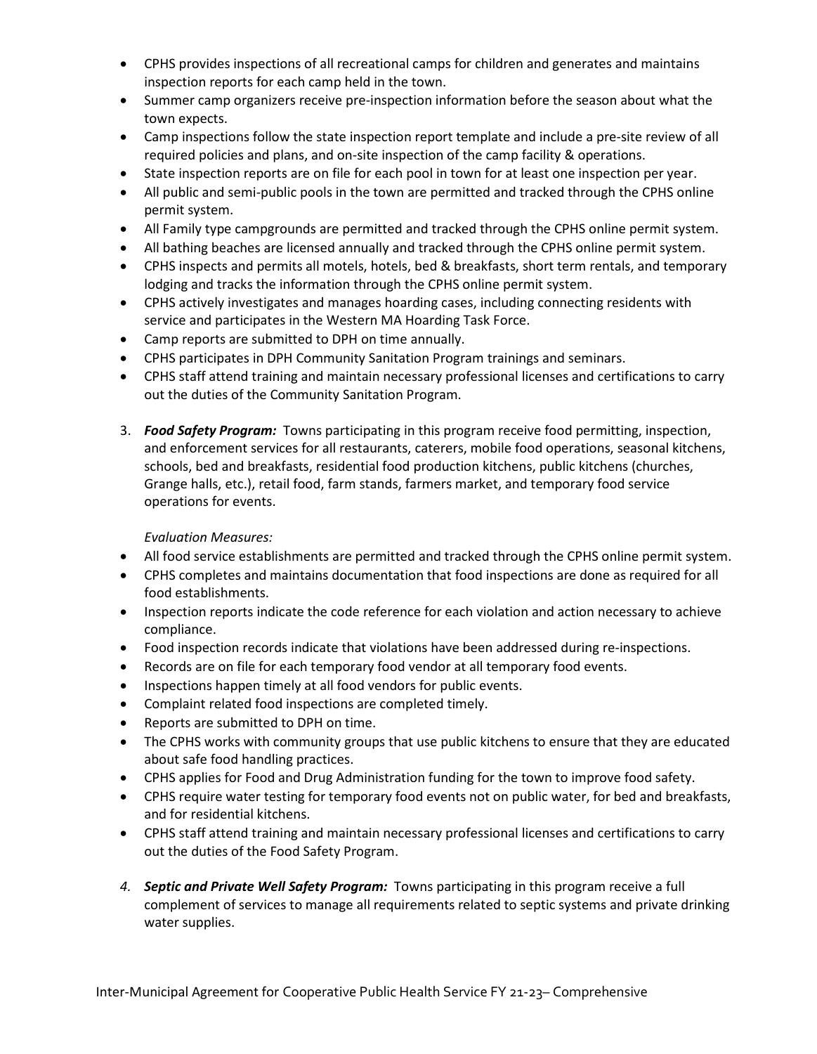- CPHS provides inspections of all recreational camps for children and generates and maintains inspection reports for each camp held in the town.
- Summer camp organizers receive pre-inspection information before the season about what the town expects.
- Camp inspections follow the state inspection report template and include a pre-site review of all required policies and plans, and on-site inspection of the camp facility & operations.
- State inspection reports are on file for each pool in town for at least one inspection per year.
- All public and semi-public pools in the town are permitted and tracked through the CPHS online permit system.
- All Family type campgrounds are permitted and tracked through the CPHS online permit system.
- All bathing beaches are licensed annually and tracked through the CPHS online permit system.
- CPHS inspects and permits all motels, hotels, bed & breakfasts, short term rentals, and temporary lodging and tracks the information through the CPHS online permit system.
- CPHS actively investigates and manages hoarding cases, including connecting residents with service and participates in the Western MA Hoarding Task Force.
- Camp reports are submitted to DPH on time annually.
- CPHS participates in DPH Community Sanitation Program trainings and seminars.
- CPHS staff attend training and maintain necessary professional licenses and certifications to carry out the duties of the Community Sanitation Program.

3. ***Food Safety Program:*** Towns participating in this program receive food permitting, inspection, and enforcement services for all restaurants, caterers, mobile food operations, seasonal kitchens, schools, bed and breakfasts, residential food production kitchens, public kitchens (churches, Grange halls, etc.), retail food, farm stands, farmers market, and temporary food service operations for events.

   *Evaluation Measures:*

- All food service establishments are permitted and tracked through the CPHS online permit system.
- CPHS completes and maintains documentation that food inspections are done as required for all food establishments.
- Inspection reports indicate the code reference for each violation and action necessary to achieve compliance.
- Food inspection records indicate that violations have been addressed during re-inspections.
- Records are on file for each temporary food vendor at all temporary food events.
- Inspections happen timely at all food vendors for public events.
- Complaint related food inspections are completed timely.
- Reports are submitted to DPH on time.
- The CPHS works with community groups that use public kitchens to ensure that they are educated about safe food handling practices.
- CPHS applies for Food and Drug Administration funding for the town to improve food safety.
- CPHS require water testing for temporary food events not on public water, for bed and breakfasts, and for residential kitchens.
- CPHS staff attend training and maintain necessary professional licenses and certifications to carry out the duties of the Food Safety Program.

4. ***Septic and Private Well Safety Program:*** Towns participating in this program receive a full complement of services to manage all requirements related to septic systems and private drinking water supplies.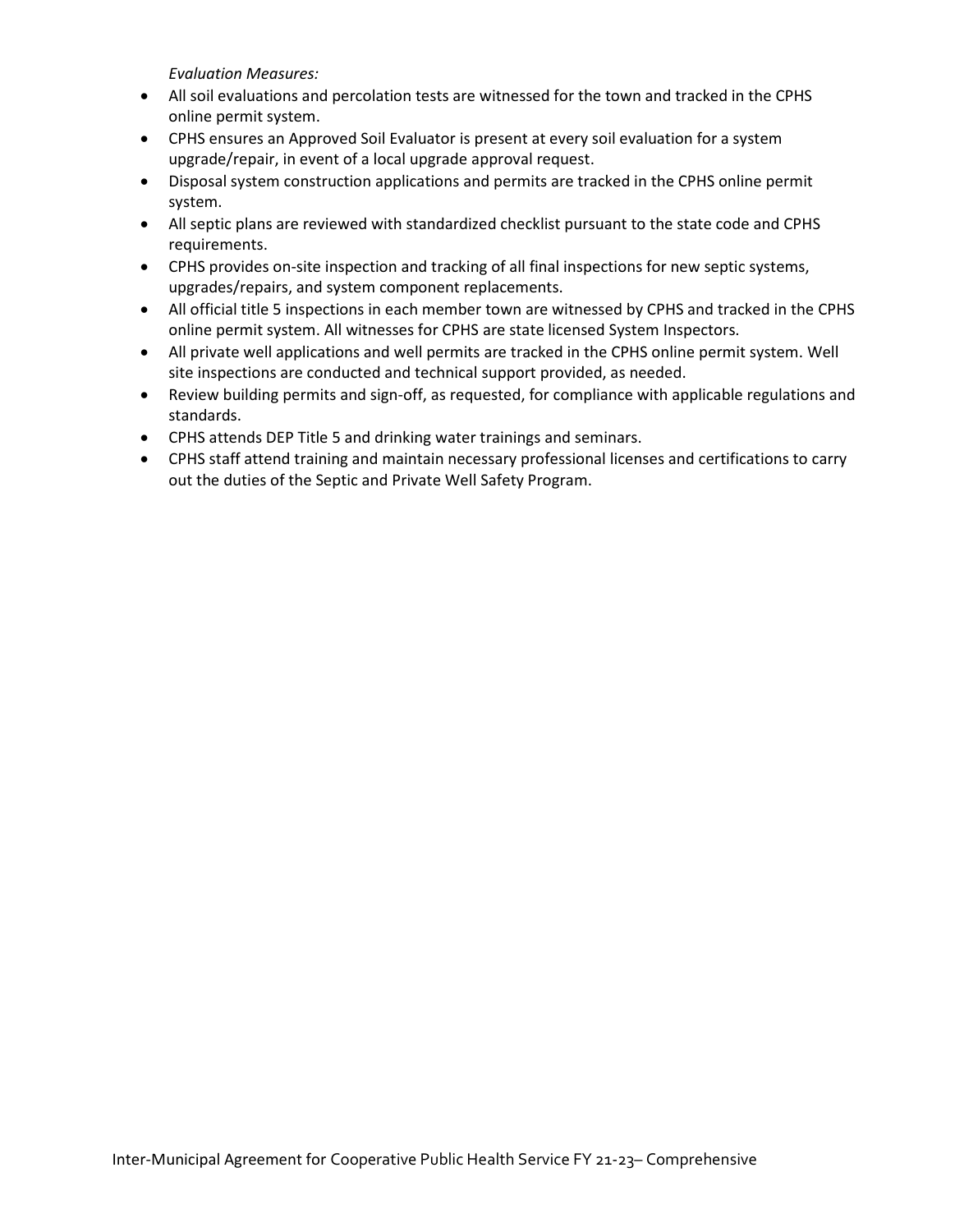*Evaluation Measures:*

- All soil evaluations and percolation tests are witnessed for the town and tracked in the CPHS online permit system.
- CPHS ensures an Approved Soil Evaluator is present at every soil evaluation for a system upgrade/repair, in event of a local upgrade approval request.
- Disposal system construction applications and permits are tracked in the CPHS online permit system.
- All septic plans are reviewed with standardized checklist pursuant to the state code and CPHS requirements.
- CPHS provides on-site inspection and tracking of all final inspections for new septic systems, upgrades/repairs, and system component replacements.
- All official title 5 inspections in each member town are witnessed by CPHS and tracked in the CPHS online permit system. All witnesses for CPHS are state licensed System Inspectors.
- All private well applications and well permits are tracked in the CPHS online permit system. Well site inspections are conducted and technical support provided, as needed.
- Review building permits and sign-off, as requested, for compliance with applicable regulations and standards.
- CPHS attends DEP Title 5 and drinking water trainings and seminars.
- CPHS staff attend training and maintain necessary professional licenses and certifications to carry out the duties of the Septic and Private Well Safety Program.